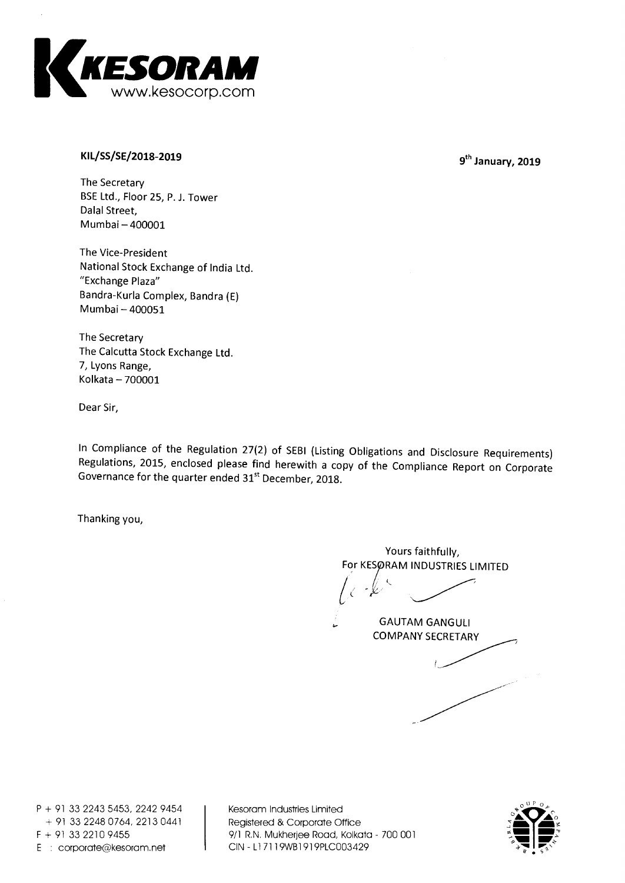**KESORAM**
www.kesocorp.com

**KIL/SS/SE/2018-2019**

**9th January, 2019**

The Secretary
BSE Ltd., Floor 25, P. J. Tower
Dalal Street,
Mumbai – 400001

The Vice-President
National Stock Exchange of India Ltd.
"Exchange Plaza"
Bandra-Kurla Complex, Bandra (E)
Mumbai – 400051

The Secretary
The Calcutta Stock Exchange Ltd.
7, Lyons Range,
Kolkata – 700001

Dear Sir,

In Compliance of the Regulation 27(2) of SEBI (Listing Obligations and Disclosure Requirements) Regulations, 2015, enclosed please find herewith a copy of the Compliance Report on Corporate Governance for the quarter ended 31st December, 2018.

Thanking you,

Yours faithfully,
For KESORAM INDUSTRIES LIMITED

GAUTAM GANGULI
COMPANY SECRETARY

P + 91 33 2243 5453, 2242 9454
+ 91 33 2248 0764, 2213 0441
F + 91 33 2210 9455
E : corporate@kesoram.net

Kesoram Industries Limited
Registered & Corporate Office
9/1 R.N. Mukherjee Road, Kolkata - 700 001
CIN - L17119WB1919PLC003429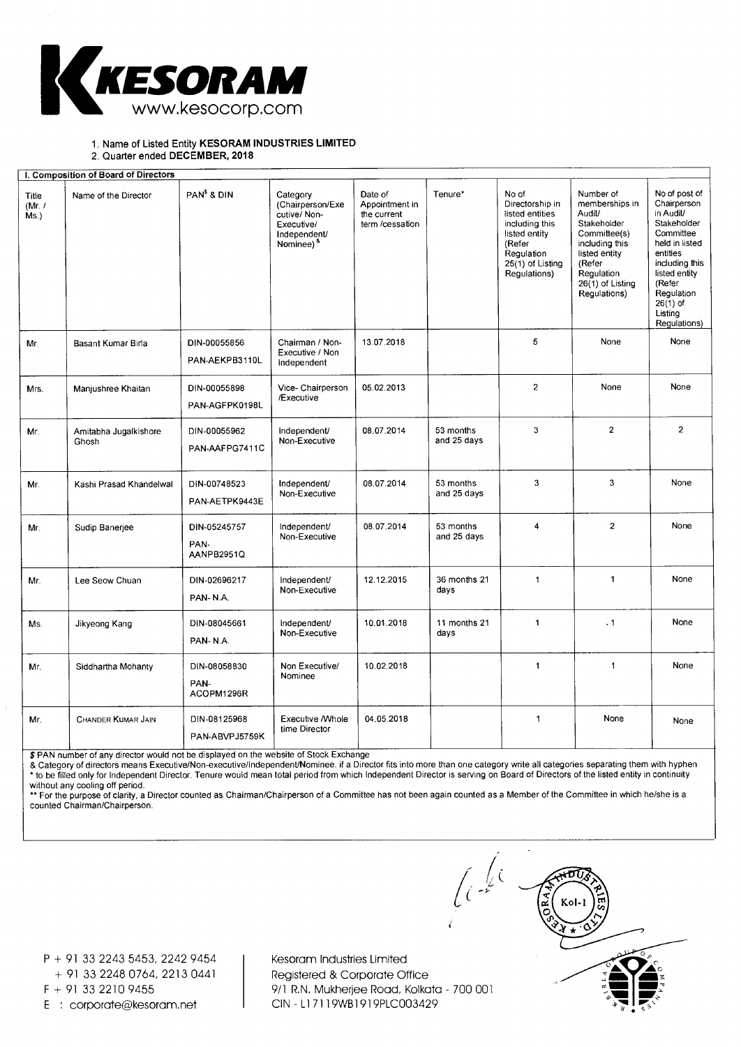KESORAM
www.kesocorp.com

1. Name of Listed Entity **KESORAM INDUSTRIES LIMITED**
2. Quarter ended **DECEMBER, 2018**

| I. Composition of Board of Directors | | | | | | | | |
|---|---|---|---|---|---|---|---|---|
| Title (Mr. / Ms.) | Name of the Director | PAN[$] & DIN | Category (Chairperson/Executive/ Non-Executive/ Independent/ Nominee)[&] | Date of Appointment in the current term /cessation | Tenure* | No of Directorship in listed entities including this listed entity (Refer Regulation 25(1) of Listing Regulations) | Number of memberships in Audit/ Stakeholder Committee(s) including this listed entity (Refer Regulation 26(1) of Listing Regulations) | No of post of Chairperson in Audit/ Stakeholder Committee held in listed entities including this listed entity (Refer Regulation 26(1) of Listing Regulations) |
| Mr. | Basant Kumar Birla | DIN-00055856 PAN-AEKPB3110L | Chairman / Non-Executive / Non Independent | 13.07.2018 | | 5 | None | None |
| Mrs. | Manjushree Khaitan | DIN-00055898 PAN-AGFPK0198L | Vice- Chairperson /Executive | 05.02.2013 | | 2 | None | None |
| Mr. | Amitabha Jugalkishore Ghosh | DIN-00055962 PAN-AAFPG7411C | Independent/ Non-Executive | 08.07.2014 | 53 months and 25 days | 3 | 2 | 2 |
| Mr. | Kashi Prasad Khandelwal | DIN-00748523 PAN-AETPK9443E | Independent/ Non-Executive | 08.07.2014 | 53 months and 25 days | 3 | 3 | None |
| Mr. | Sudip Banerjee | DIN-05245757 PAN-AANPB2951Q | Independent/ Non-Executive | 08.07.2014 | 53 months and 25 days | 4 | 2 | None |
| Mr. | Lee Seow Chuan | DIN-02696217 PAN- N.A. | Independent/ Non-Executive | 12.12.2015 | 36 months 21 days | 1 | 1 | None |
| Ms. | Jikyeong Kang | DIN-08045661 PAN- N.A. | Independent/ Non-Executive | 10.01.2018 | 11 months 21 days | 1 | 1 | None |
| Mr. | Siddhartha Mohanty | DIN-08058830 PAN-ACOPM1296R | Non Executive/ Nominee | 10.02.2018 | | 1 | 1 | None |
| Mr. | CHANDER KUMAR JAIN | DIN-08125968 PAN-ABVPJ5759K | Executive /Whole time Director | 04.05.2018 | | 1 | None | None |

$ PAN number of any director would not be displayed on the website of Stock Exchange
& Category of directors means Executive/Non-executive/Independent/Nominee. if a Director fits into more than one category write all categories separating them with hyphen
* to be filled only for Independent Director. Tenure would mean total period from which Independent Director is serving on Board of Directors of the listed entity in continuity without any cooling off period.
** For the purpose of clarity, a Director counted as Chairman/Chairperson of a Committee has not been again counted as a Member of the Committee in which he/she is a counted Chairman/Chairperson.

P + 91 33 2243 5453, 2242 9454
+ 91 33 2248 0764, 2213 0441
F + 91 33 2210 9455
E : corporate@kesoram.net

Kesoram Industries Limited
Registered & Corporate Office
9/1 R.N. Mukherjee Road, Kolkata - 700 001
CIN - L17119WB1919PLC003429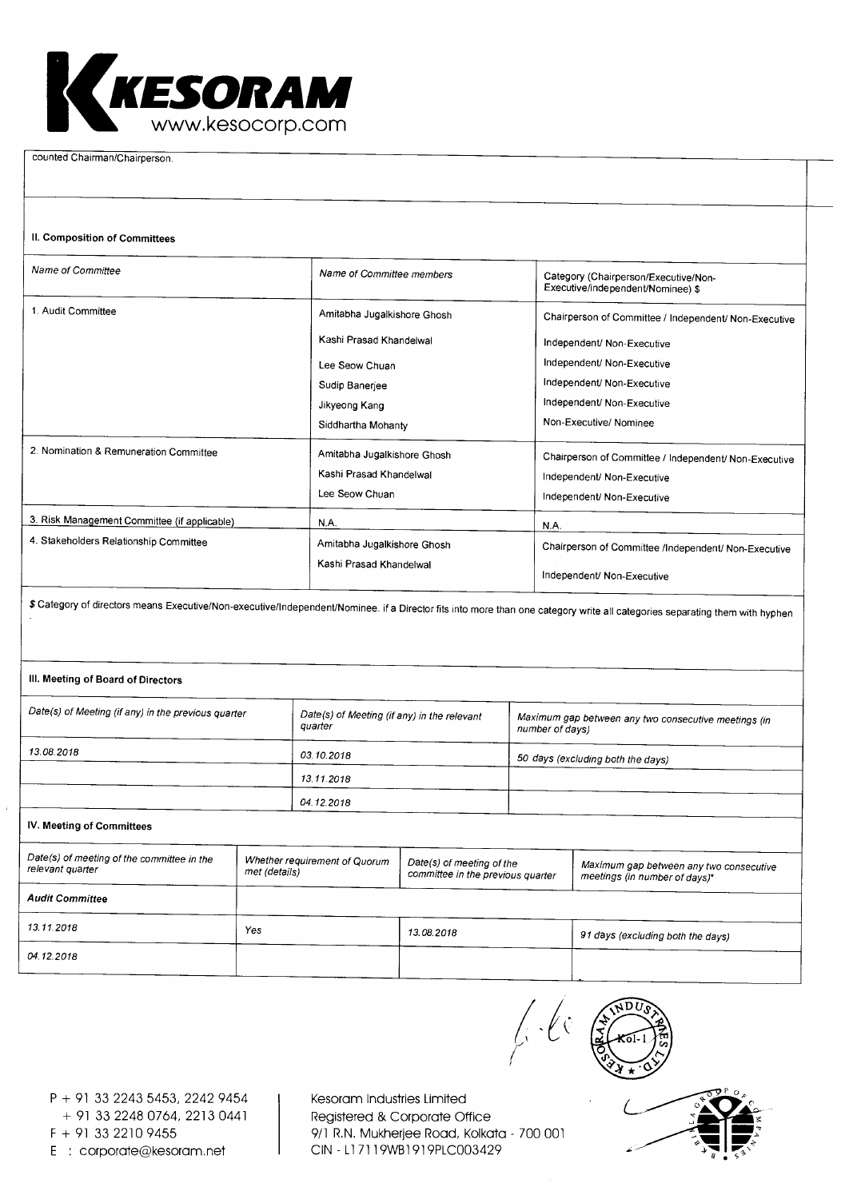counted Chairman/Chairperson.

**II. Composition of Committees**

| *Name of Committee* | *Name of Committee members* | Category (Chairperson/Executive/Non-Executive/independent/Nominee) $ |
|---|---|---|
| 1. Audit Committee | Amitabha Jugalkishore Ghosh | Chairperson of Committee / Independent/ Non-Executive |
| | Kashi Prasad Khandelwal | Independent/ Non-Executive |
| | Lee Seow Chuan | Independent/ Non-Executive |
| | Sudip Banerjee | Independent/ Non-Executive |
| | Jikyeong Kang | Independent/ Non-Executive |
| | Siddhartha Mohanty | Non-Executive/ Nominee |
| 2. Nomination & Remuneration Committee | Amitabha Jugalkishore Ghosh | Chairperson of Committee / Independent/ Non-Executive |
| | Kashi Prasad Khandelwal | Independent/ Non-Executive |
| | Lee Seow Chuan | Independent/ Non-Executive |
| 3. Risk Management Committee (if applicable) | N.A. | N.A. |
| 4. Stakeholders Relationship Committee | Amitabha Jugalkishore Ghosh | Chairperson of Committee /Independent/ Non-Executive |
| | Kashi Prasad Khandelwal | Independent/ Non-Executive |

$ Category of directors means Executive/Non-executive/Independent/Nominee. if a Director fits into more than one category write all categories separating them with hyphen

**III. Meeting of Board of Directors**

| *Date(s) of Meeting (if any) in the previous quarter* | *Date(s) of Meeting (if any) in the relevant quarter* | *Maximum gap between any two consecutive meetings (in number of days)* |
|---|---|---|
| *13.08.2018* | *03.10.2018* | *50 days (excluding both the days)* |
| | *13.11.2018* | |
| | *04.12.2018* | |

**IV. Meeting of Committees**

| *Date(s) of meeting of the committee in the relevant quarter* | *Whether requirement of Quorum met (details)* | *Date(s) of meeting of the committee in the previous quarter* | *Maximum gap between any two consecutive meetings (in number of days)** |
|---|---|---|---|
| ***Audit Committee*** | | | |
| *13.11.2018* | Yes | *13.08.2018* | *91 days (excluding both the days)* |
| *04.12.2018* | | | |

P + 91 33 2243 5453, 2242 9454
+ 91 33 2248 0764, 2213 0441
F + 91 33 2210 9455
E : corporate@kesoram.net

Kesoram Industries Limited
Registered & Corporate Office
9/1 R.N. Mukherjee Road, Kolkata - 700 001
CIN - L17119WB1919PLC003429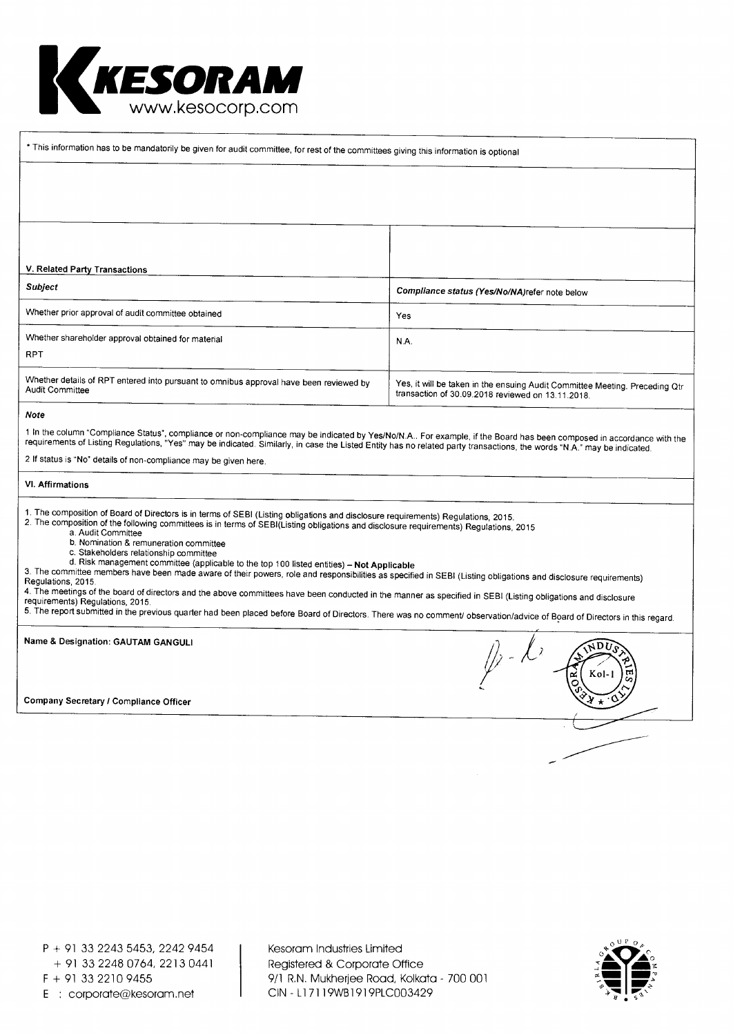KESORAM
www.kesocorp.com

* This information has to be mandatorily be given for audit committee, for rest of the committees giving this information is optional

**V. Related Party Transactions**

| *Subject* | *Compliance status (Yes/No/NA)refer note below* |
|---|---|
| Whether prior approval of audit committee obtained | Yes |
| Whether shareholder approval obtained for material RPT | N.A. |
| Whether details of RPT entered into pursuant to omnibus approval have been reviewed by Audit Committee | Yes, it will be taken in the ensuing Audit Committee Meeting. Preceding Qtr transaction of 30.09.2018 reviewed on 13.11.2018. |

***Note***

1 In the column "Compliance Status", compliance or non-compliance may be indicated by Yes/No/N.A.. For example, if the Board has been composed in accordance with the requirements of Listing Regulations, "Yes" may be indicated. Similarly, in case the Listed Entity has no related party transactions, the words "N.A." may be indicated.

2 If status is "No" details of non-compliance may be given here.

**VI. Affirmations**

1. The composition of Board of Directors is in terms of SEBI (Listing obligations and disclosure requirements) Regulations, 2015.
2. The composition of the following committees is in terms of SEBI(Listing obligations and disclosure requirements) Regulations, 2015
   - a. Audit Committee
   - b. Nomination & remuneration committee
   - c. Stakeholders relationship committee
   - d. Risk management committee (applicable to the top 100 listed entities) – **Not Applicable**
3. The committee members have been made aware of their powers, role and responsibilities as specified in SEBI (Listing obligations and disclosure requirements) Regulations, 2015.
4. The meetings of the board of directors and the above committees have been conducted in the manner as specified in SEBI (Listing obligations and disclosure requirements) Regulations, 2015.
5. The report submitted in the previous quarter had been placed before Board of Directors. There was no comment/ observation/advice of Board of Directors in this regard.

**Name & Designation: GAUTAM GANGULI**

**Company Secretary / Compliance Officer**

P + 91 33 2243 5453, 2242 9454
+ 91 33 2248 0764, 2213 0441
F + 91 33 2210 9455
E : corporate@kesoram.net

Kesoram Industries Limited
Registered & Corporate Office
9/1 R.N. Mukherjee Road, Kolkata - 700 001
CIN - L17119WB1919PLC003429